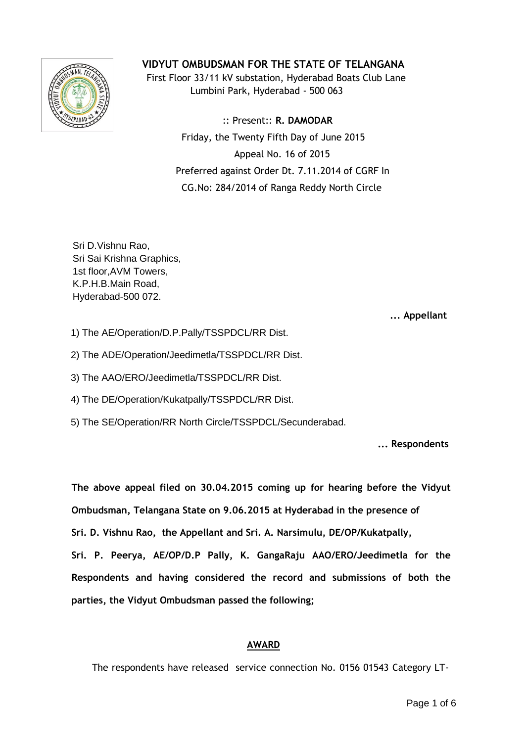# VIDYUT OMBUDSMAN FOR THE STATE OF TELANGANA

First Floor 33/11 kV substation, Hyderabad Boats Club Lane
Lumbini Park, Hyderabad - 500 063

:: Present:: **R. DAMODAR**

Friday, the Twenty Fifth Day of June 2015

Appeal No. 16 of 2015

Preferred against Order Dt. 7.11.2014 of CGRF In
CG.No: 284/2014 of Ranga Reddy North Circle

Sri D.Vishnu Rao,
Sri Sai Krishna Graphics,
1st floor,AVM Towers,
K.P.H.B.Main Road,
Hyderabad-500 072.

**... Appellant**

1) The AE/Operation/D.P.Pally/TSSPDCL/RR Dist.

2) The ADE/Operation/Jeedimetla/TSSPDCL/RR Dist.

3) The AAO/ERO/Jeedimetla/TSSPDCL/RR Dist.

4) The DE/Operation/Kukatpally/TSSPDCL/RR Dist.

5) The SE/Operation/RR North Circle/TSSPDCL/Secunderabad.

**... Respondents**

**The above appeal filed on 30.04.2015 coming up for hearing before the Vidyut Ombudsman, Telangana State on 9.06.2015 at Hyderabad in the presence of Sri. D. Vishnu Rao, the Appellant and Sri. A. Narsimulu, DE/OP/Kukatpally, Sri. P. Peerya, AE/OP/D.P Pally, K. GangaRaju AAO/ERO/Jeedimetla for the Respondents and having considered the record and submissions of both the parties, the Vidyut Ombudsman passed the following;**

## AWARD

The respondents have released service connection No. 0156 01543 Category LT-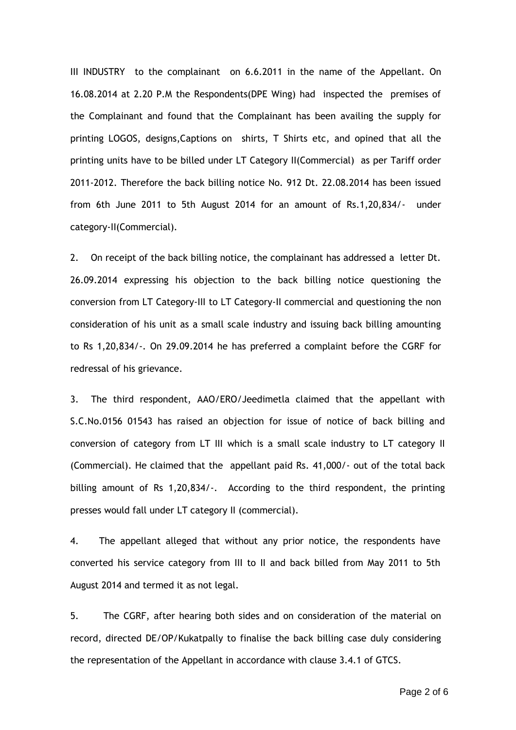III INDUSTRY to the complainant on 6.6.2011 in the name of the Appellant. On 16.08.2014 at 2.20 P.M the Respondents(DPE Wing) had inspected the premises of the Complainant and found that the Complainant has been availing the supply for printing LOGOS, designs,Captions on shirts, T Shirts etc, and opined that all the printing units have to be billed under LT Category II(Commercial) as per Tariff order 2011-2012. Therefore the back billing notice No. 912 Dt. 22.08.2014 has been issued from 6th June 2011 to 5th August 2014 for an amount of Rs.1,20,834/- under category-II(Commercial).

2. On receipt of the back billing notice, the complainant has addressed a letter Dt. 26.09.2014 expressing his objection to the back billing notice questioning the conversion from LT Category-III to LT Category-II commercial and questioning the non consideration of his unit as a small scale industry and issuing back billing amounting to Rs 1,20,834/-. On 29.09.2014 he has preferred a complaint before the CGRF for redressal of his grievance.

3. The third respondent, AAO/ERO/Jeedimetla claimed that the appellant with S.C.No.0156 01543 has raised an objection for issue of notice of back billing and conversion of category from LT III which is a small scale industry to LT category II (Commercial). He claimed that the appellant paid Rs. 41,000/- out of the total back billing amount of Rs 1,20,834/-. According to the third respondent, the printing presses would fall under LT category II (commercial).

4. The appellant alleged that without any prior notice, the respondents have converted his service category from III to II and back billed from May 2011 to 5th August 2014 and termed it as not legal.

5. The CGRF, after hearing both sides and on consideration of the material on record, directed DE/OP/Kukatpally to finalise the back billing case duly considering the representation of the Appellant in accordance with clause 3.4.1 of GTCS.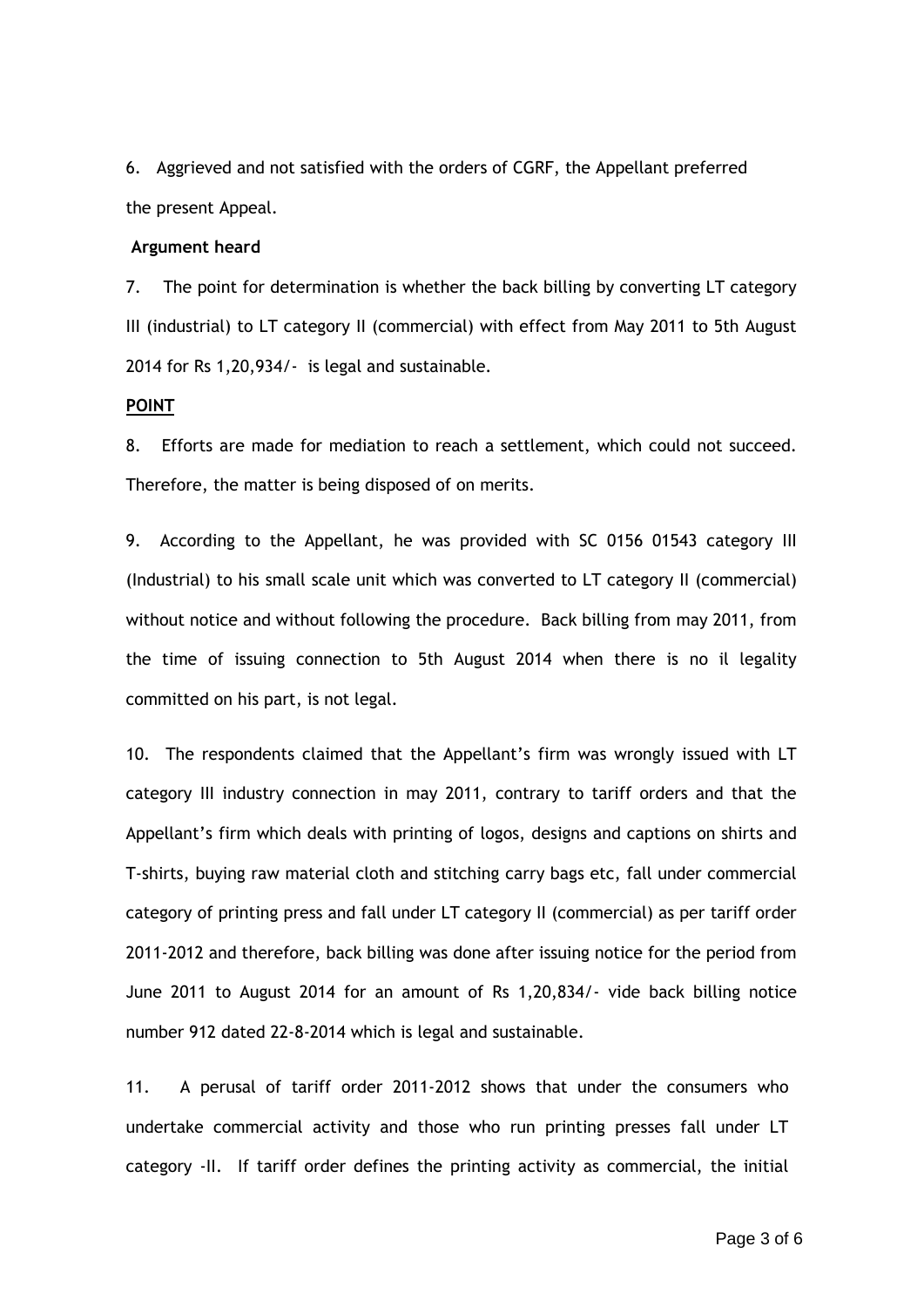6. Aggrieved and not satisfied with the orders of CGRF, the Appellant preferred the present Appeal.

**Argument heard**

7. The point for determination is whether the back billing by converting LT category III (industrial) to LT category II (commercial) with effect from May 2011 to 5th August 2014 for Rs 1,20,934/- is legal and sustainable.

**POINT**

8. Efforts are made for mediation to reach a settlement, which could not succeed. Therefore, the matter is being disposed of on merits.

9. According to the Appellant, he was provided with SC 0156 01543 category III (Industrial) to his small scale unit which was converted to LT category II (commercial) without notice and without following the procedure. Back billing from may 2011, from the time of issuing connection to 5th August 2014 when there is no il legality committed on his part, is not legal.

10. The respondents claimed that the Appellant's firm was wrongly issued with LT category III industry connection in may 2011, contrary to tariff orders and that the Appellant's firm which deals with printing of logos, designs and captions on shirts and T-shirts, buying raw material cloth and stitching carry bags etc, fall under commercial category of printing press and fall under LT category II (commercial) as per tariff order 2011-2012 and therefore, back billing was done after issuing notice for the period from June 2011 to August 2014 for an amount of Rs 1,20,834/- vide back billing notice number 912 dated 22-8-2014 which is legal and sustainable.

11. A perusal of tariff order 2011-2012 shows that under the consumers who undertake commercial activity and those who run printing presses fall under LT category -II. If tariff order defines the printing activity as commercial, the initial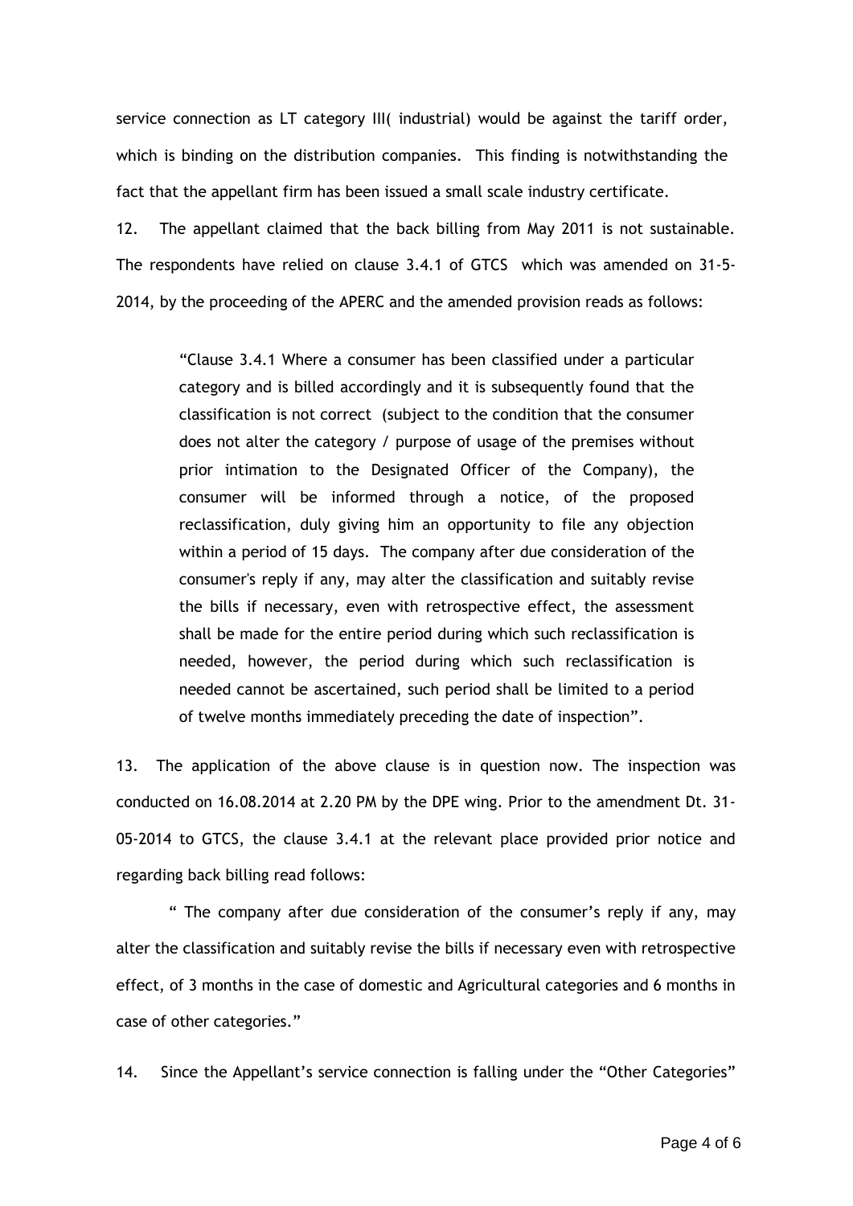service connection as LT category III( industrial) would be against the tariff order, which is binding on the distribution companies. This finding is notwithstanding the fact that the appellant firm has been issued a small scale industry certificate.

12. The appellant claimed that the back billing from May 2011 is not sustainable. The respondents have relied on clause 3.4.1 of GTCS which was amended on 31-5-2014, by the proceeding of the APERC and the amended provision reads as follows:

> "Clause 3.4.1 Where a consumer has been classified under a particular category and is billed accordingly and it is subsequently found that the classification is not correct (subject to the condition that the consumer does not alter the category / purpose of usage of the premises without prior intimation to the Designated Officer of the Company), the consumer will be informed through a notice, of the proposed reclassification, duly giving him an opportunity to file any objection within a period of 15 days. The company after due consideration of the consumer's reply if any, may alter the classification and suitably revise the bills if necessary, even with retrospective effect, the assessment shall be made for the entire period during which such reclassification is needed, however, the period during which such reclassification is needed cannot be ascertained, such period shall be limited to a period of twelve months immediately preceding the date of inspection".

13. The application of the above clause is in question now. The inspection was conducted on 16.08.2014 at 2.20 PM by the DPE wing. Prior to the amendment Dt. 31-05-2014 to GTCS, the clause 3.4.1 at the relevant place provided prior notice and regarding back billing read follows:

" The company after due consideration of the consumer's reply if any, may alter the classification and suitably revise the bills if necessary even with retrospective effect, of 3 months in the case of domestic and Agricultural categories and 6 months in case of other categories."

14. Since the Appellant's service connection is falling under the "Other Categories"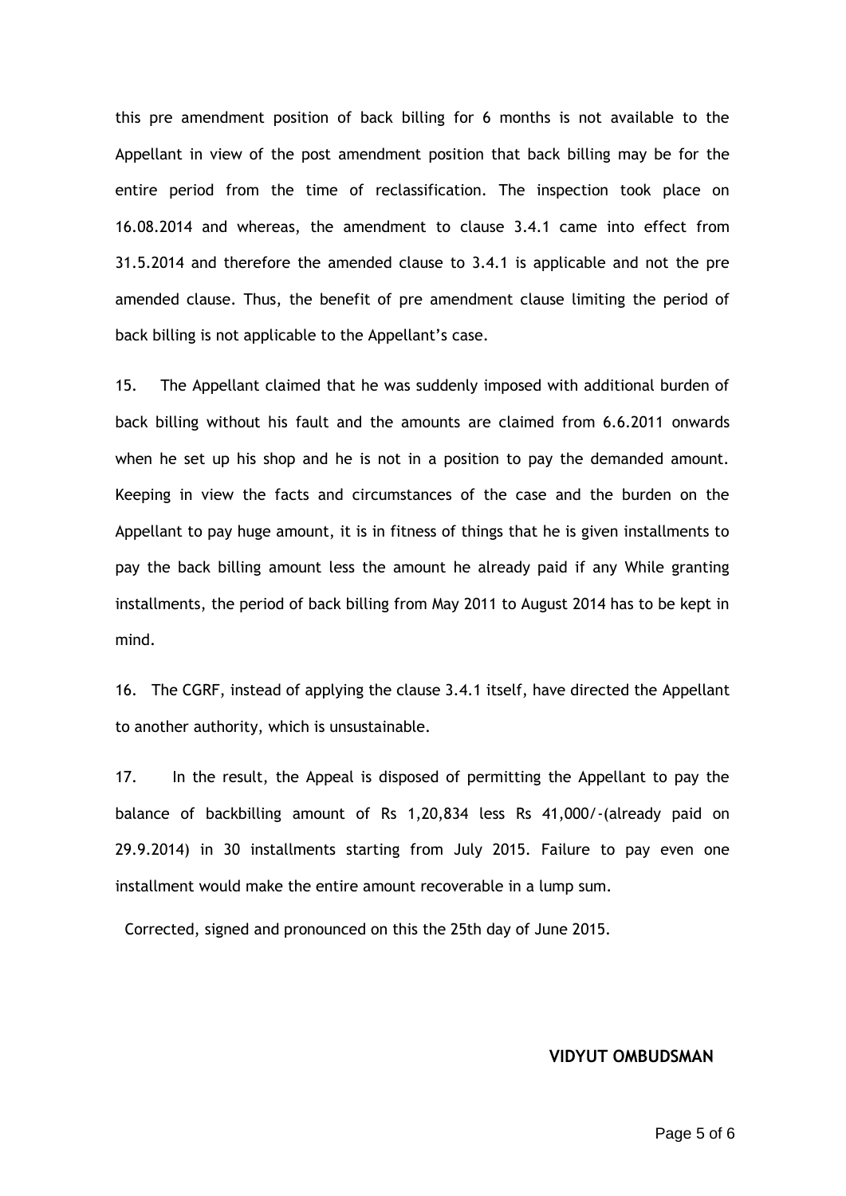this pre amendment position of back billing for 6 months is not available to the Appellant in view of the post amendment position that back billing may be for the entire period from the time of reclassification. The inspection took place on 16.08.2014 and whereas, the amendment to clause 3.4.1 came into effect from 31.5.2014 and therefore the amended clause to 3.4.1 is applicable and not the pre amended clause. Thus, the benefit of pre amendment clause limiting the period of back billing is not applicable to the Appellant's case.

15. The Appellant claimed that he was suddenly imposed with additional burden of back billing without his fault and the amounts are claimed from 6.6.2011 onwards when he set up his shop and he is not in a position to pay the demanded amount. Keeping in view the facts and circumstances of the case and the burden on the Appellant to pay huge amount, it is in fitness of things that he is given installments to pay the back billing amount less the amount he already paid if any While granting installments, the period of back billing from May 2011 to August 2014 has to be kept in mind.

16. The CGRF, instead of applying the clause 3.4.1 itself, have directed the Appellant to another authority, which is unsustainable.

17. In the result, the Appeal is disposed of permitting the Appellant to pay the balance of backbilling amount of Rs 1,20,834 less Rs 41,000/-(already paid on 29.9.2014) in 30 installments starting from July 2015. Failure to pay even one installment would make the entire amount recoverable in a lump sum.

Corrected, signed and pronounced on this the 25th day of June 2015.

**VIDYUT OMBUDSMAN**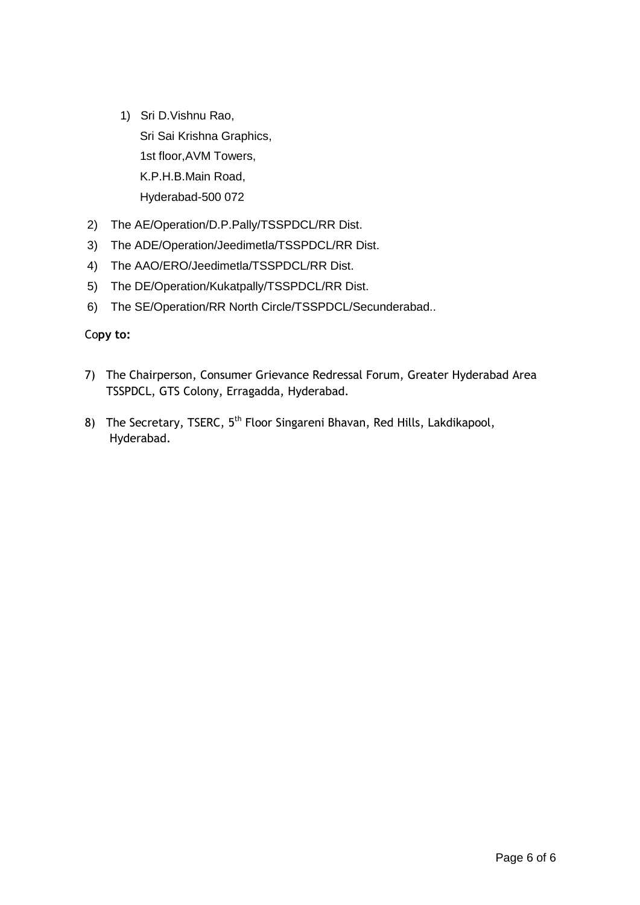1) Sri D.Vishnu Rao,
   Sri Sai Krishna Graphics,
   1st floor,AVM Towers,
   K.P.H.B.Main Road,
   Hyderabad-500 072

2) The AE/Operation/D.P.Pally/TSSPDCL/RR Dist.
3) The ADE/Operation/Jeedimetla/TSSPDCL/RR Dist.
4) The AAO/ERO/Jeedimetla/TSSPDCL/RR Dist.
5) The DE/Operation/Kukatpally/TSSPDCL/RR Dist.
6) The SE/Operation/RR North Circle/TSSPDCL/Secunderabad..

**Copy to:**

7) The Chairperson, Consumer Grievance Redressal Forum, Greater Hyderabad Area TSSPDCL, GTS Colony, Erragadda, Hyderabad.

8) The Secretary, TSERC, 5th Floor Singareni Bhavan, Red Hills, Lakdikapool, Hyderabad.